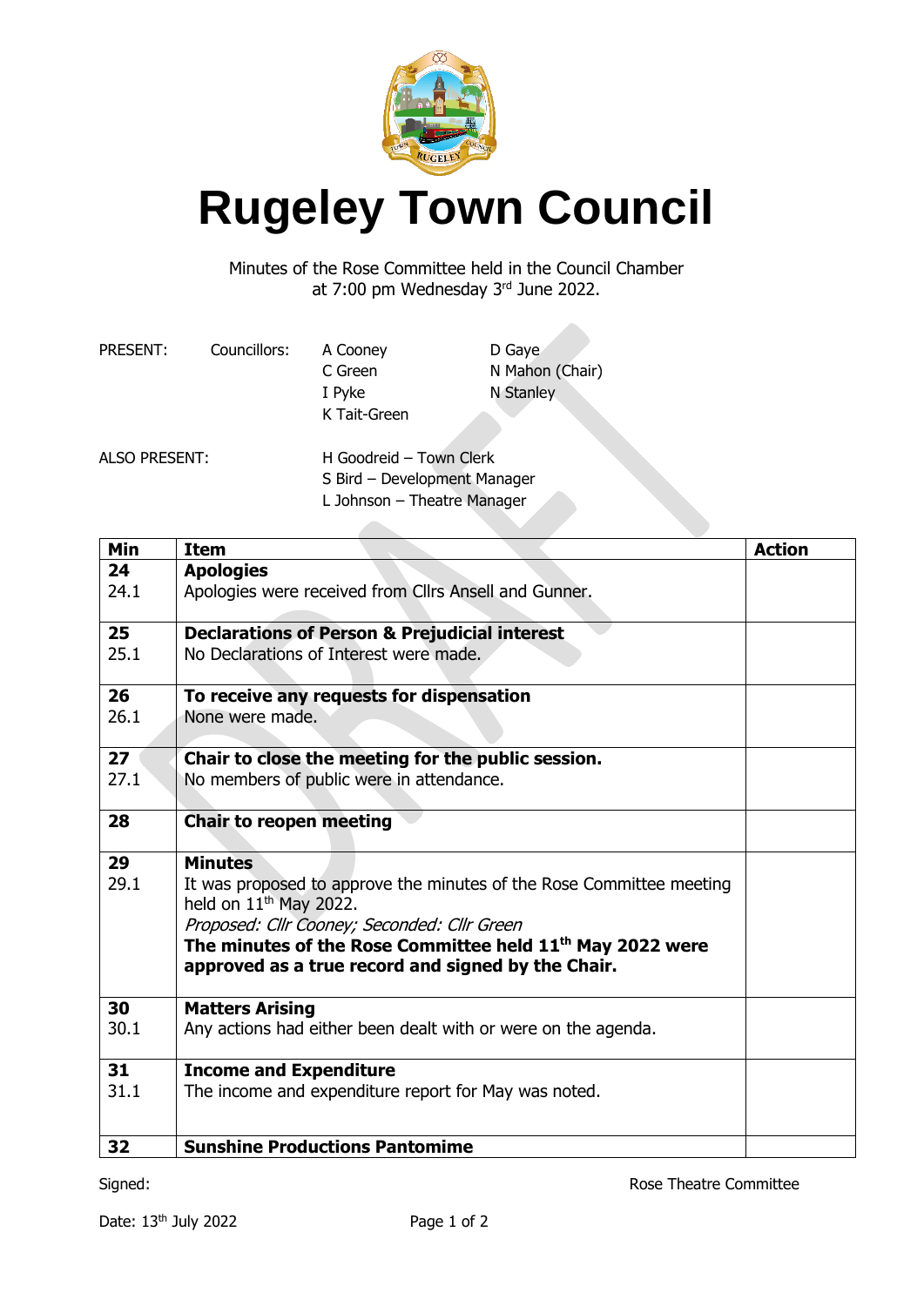# Rugeley Town Council

Minutes of the Rose Committee held in the Council Chamber at 7:00 pm Wednesday 3rd June 2022.

PRESENT: Councillors: A Cooney, D Gaye, C Green, N Mahon (Chair), I Pyke, N Stanley, K Tait-Green

ALSO PRESENT: H Goodreid – Town Clerk, S Bird – Development Manager, L Johnson – Theatre Manager

| Min | Item | Action |
|---|---|---|
| **24**<br>24.1 | **Apologies**<br>Apologies were received from Cllrs Ansell and Gunner. | |
| **25**<br>25.1 | **Declarations of Person & Prejudicial interest**<br>No Declarations of Interest were made. | |
| **26**<br>26.1 | **To receive any requests for dispensation**<br>None were made. | |
| **27**<br>27.1 | **Chair to close the meeting for the public session.**<br>No members of public were in attendance. | |
| **28** | **Chair to reopen meeting** | |
| **29**<br>29.1 | **Minutes**<br>It was proposed to approve the minutes of the Rose Committee meeting held on 11th May 2022.<br>*Proposed: Cllr Cooney; Seconded: Cllr Green*<br>**The minutes of the Rose Committee held 11th May 2022 were approved as a true record and signed by the Chair.** | |
| **30**<br>30.1 | **Matters Arising**<br>Any actions had either been dealt with or were on the agenda. | |
| **31**<br>31.1 | **Income and Expenditure**<br>The income and expenditure report for May was noted. | |
| **32** | **Sunshine Productions Pantomime** | |

Signed: Rose Theatre Committee

Date: 13th July 2022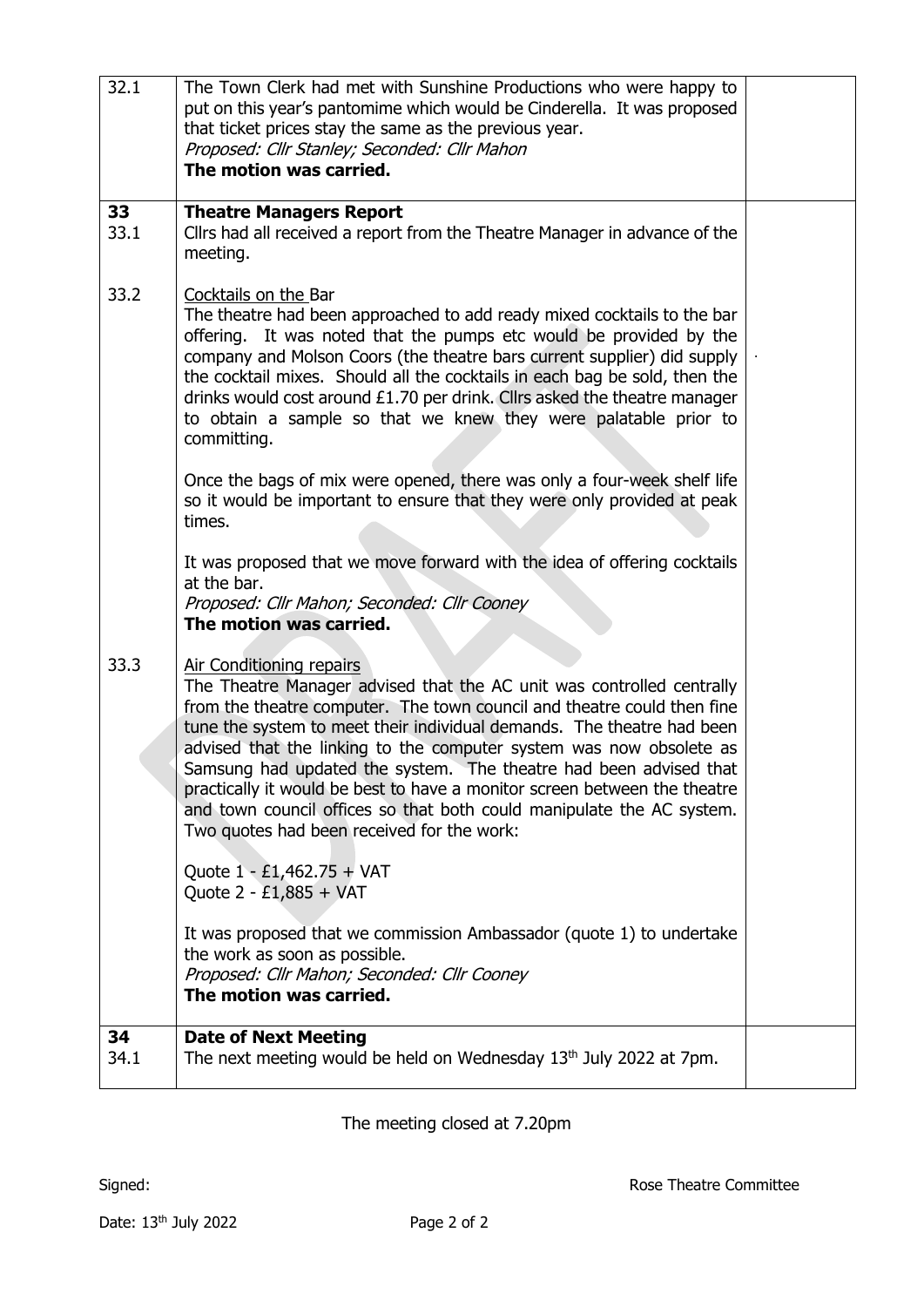| | | |
|---|---|---|
| 32.1 | The Town Clerk had met with Sunshine Productions who were happy to put on this year's pantomime which would be Cinderella. It was proposed that ticket prices stay the same as the previous year.<br>*Proposed: Cllr Stanley; Seconded: Cllr Mahon*<br>**The motion was carried.** | |
| **33**<br>33.1 | **Theatre Managers Report**<br>Cllrs had all received a report from the Theatre Manager in advance of the meeting. | |
| 33.2 | Cocktails on the Bar<br>The theatre had been approached to add ready mixed cocktails to the bar offering. It was noted that the pumps etc would be provided by the company and Molson Coors (the theatre bars current supplier) did supply the cocktail mixes. Should all the cocktails in each bag be sold, then the drinks would cost around £1.70 per drink. Cllrs asked the theatre manager to obtain a sample so that we knew they were palatable prior to committing.<br><br>Once the bags of mix were opened, there was only a four-week shelf life so it would be important to ensure that they were only provided at peak times.<br><br>It was proposed that we move forward with the idea of offering cocktails at the bar.<br>*Proposed: Cllr Mahon; Seconded: Cllr Cooney*<br>**The motion was carried.** | . |
| 33.3 | Air Conditioning repairs<br>The Theatre Manager advised that the AC unit was controlled centrally from the theatre computer. The town council and theatre could then fine tune the system to meet their individual demands. The theatre had been advised that the linking to the computer system was now obsolete as Samsung had updated the system. The theatre had been advised that practically it would be best to have a monitor screen between the theatre and town council offices so that both could manipulate the AC system. Two quotes had been received for the work:<br><br>Quote 1 - £1,462.75 + VAT<br>Quote 2 - £1,885 + VAT<br><br>It was proposed that we commission Ambassador (quote 1) to undertake the work as soon as possible.<br>*Proposed: Cllr Mahon; Seconded: Cllr Cooney*<br>**The motion was carried.** | |
| **34**<br>34.1 | **Date of Next Meeting**<br>The next meeting would be held on Wednesday 13th July 2022 at 7pm. | |

The meeting closed at 7.20pm

Signed: Rose Theatre Committee

Date: 13th July 2022